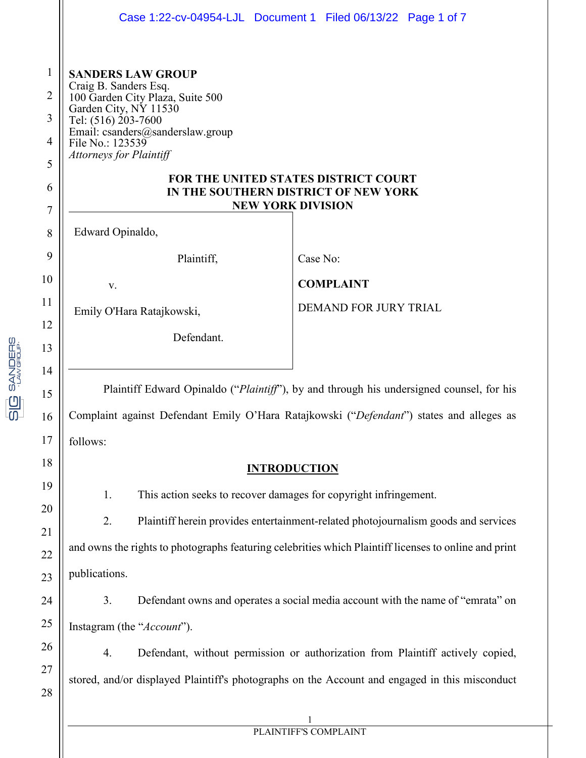**SANDERS LAW GROUP**
Craig B. Sanders Esq.
100 Garden City Plaza, Suite 500
Garden City, NY 11530
Tel: (516) 203-7600
Email: csanders@sanderslaw.group
File No.: 123539
*Attorneys for Plaintiff*

**FOR THE UNITED STATES DISTRICT COURT**
**IN THE SOUTHERN DISTRICT OF NEW YORK**
**NEW YORK DIVISION**

| | |
|---|---|
| Edward Opinaldo,<br><br>Plaintiff,<br><br>v.<br><br>Emily O'Hara Ratajkowski,<br><br>Defendant. | Case No:<br><br>**COMPLAINT**<br><br>DEMAND FOR JURY TRIAL |

Plaintiff Edward Opinaldo ("*Plaintiff*"), by and through his undersigned counsel, for his Complaint against Defendant Emily O'Hara Ratajkowski ("*Defendant*") states and alleges as follows:

## INTRODUCTION

1. This action seeks to recover damages for copyright infringement.

2. Plaintiff herein provides entertainment-related photojournalism goods and services and owns the rights to photographs featuring celebrities which Plaintiff licenses to online and print publications.

3. Defendant owns and operates a social media account with the name of "emrata" on Instagram (the "*Account*").

4. Defendant, without permission or authorization from Plaintiff actively copied, stored, and/or displayed Plaintiff's photographs on the Account and engaged in this misconduct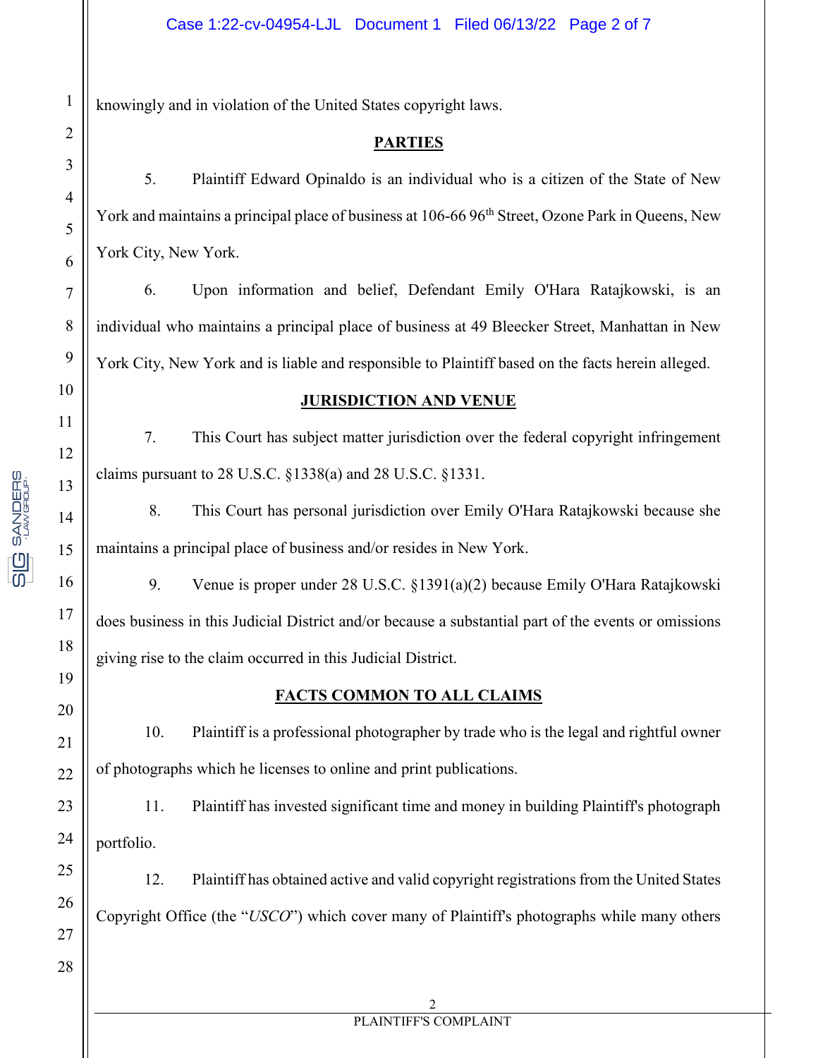knowingly and in violation of the United States copyright laws.

## PARTIES

5. Plaintiff Edward Opinaldo is an individual who is a citizen of the State of New York and maintains a principal place of business at 106-66 96th Street, Ozone Park in Queens, New York City, New York.

6. Upon information and belief, Defendant Emily O'Hara Ratajkowski, is an individual who maintains a principal place of business at 49 Bleecker Street, Manhattan in New York City, New York and is liable and responsible to Plaintiff based on the facts herein alleged.

## JURISDICTION AND VENUE

7. This Court has subject matter jurisdiction over the federal copyright infringement claims pursuant to 28 U.S.C. §1338(a) and 28 U.S.C. §1331.

8. This Court has personal jurisdiction over Emily O'Hara Ratajkowski because she maintains a principal place of business and/or resides in New York.

9. Venue is proper under 28 U.S.C. §1391(a)(2) because Emily O'Hara Ratajkowski does business in this Judicial District and/or because a substantial part of the events or omissions giving rise to the claim occurred in this Judicial District.

## FACTS COMMON TO ALL CLAIMS

10. Plaintiff is a professional photographer by trade who is the legal and rightful owner of photographs which he licenses to online and print publications.

11. Plaintiff has invested significant time and money in building Plaintiff's photograph portfolio.

12. Plaintiff has obtained active and valid copyright registrations from the United States Copyright Office (the "*USCO*") which cover many of Plaintiff's photographs while many others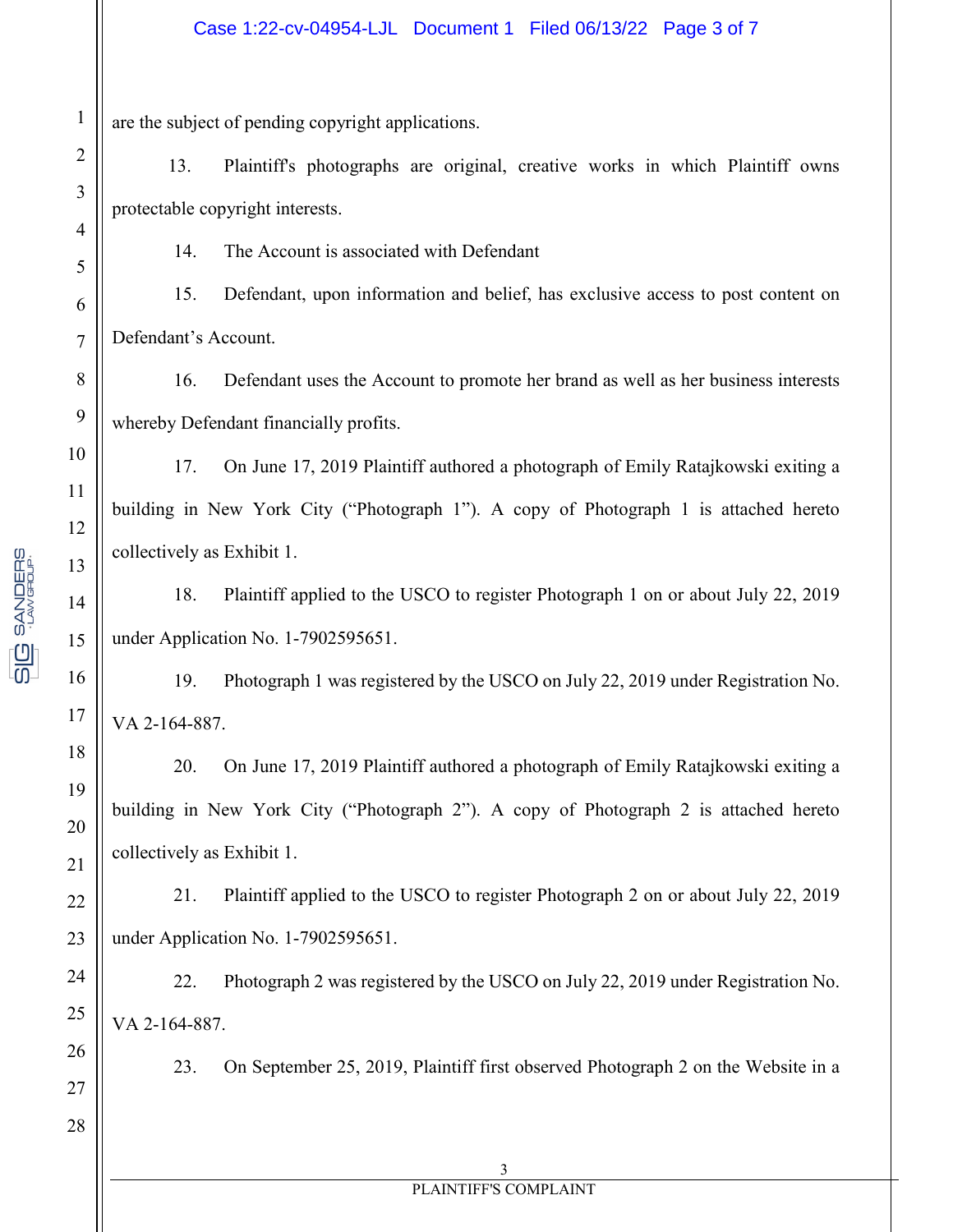are the subject of pending copyright applications.

13. Plaintiff's photographs are original, creative works in which Plaintiff owns protectable copyright interests.

14. The Account is associated with Defendant

15. Defendant, upon information and belief, has exclusive access to post content on Defendant's Account.

16. Defendant uses the Account to promote her brand as well as her business interests whereby Defendant financially profits.

17. On June 17, 2019 Plaintiff authored a photograph of Emily Ratajkowski exiting a building in New York City ("Photograph 1"). A copy of Photograph 1 is attached hereto collectively as Exhibit 1.

18. Plaintiff applied to the USCO to register Photograph 1 on or about July 22, 2019 under Application No. 1-7902595651.

19. Photograph 1 was registered by the USCO on July 22, 2019 under Registration No. VA 2-164-887.

20. On June 17, 2019 Plaintiff authored a photograph of Emily Ratajkowski exiting a building in New York City ("Photograph 2"). A copy of Photograph 2 is attached hereto collectively as Exhibit 1.

21. Plaintiff applied to the USCO to register Photograph 2 on or about July 22, 2019 under Application No. 1-7902595651.

22. Photograph 2 was registered by the USCO on July 22, 2019 under Registration No. VA 2-164-887.

23. On September 25, 2019, Plaintiff first observed Photograph 2 on the Website in a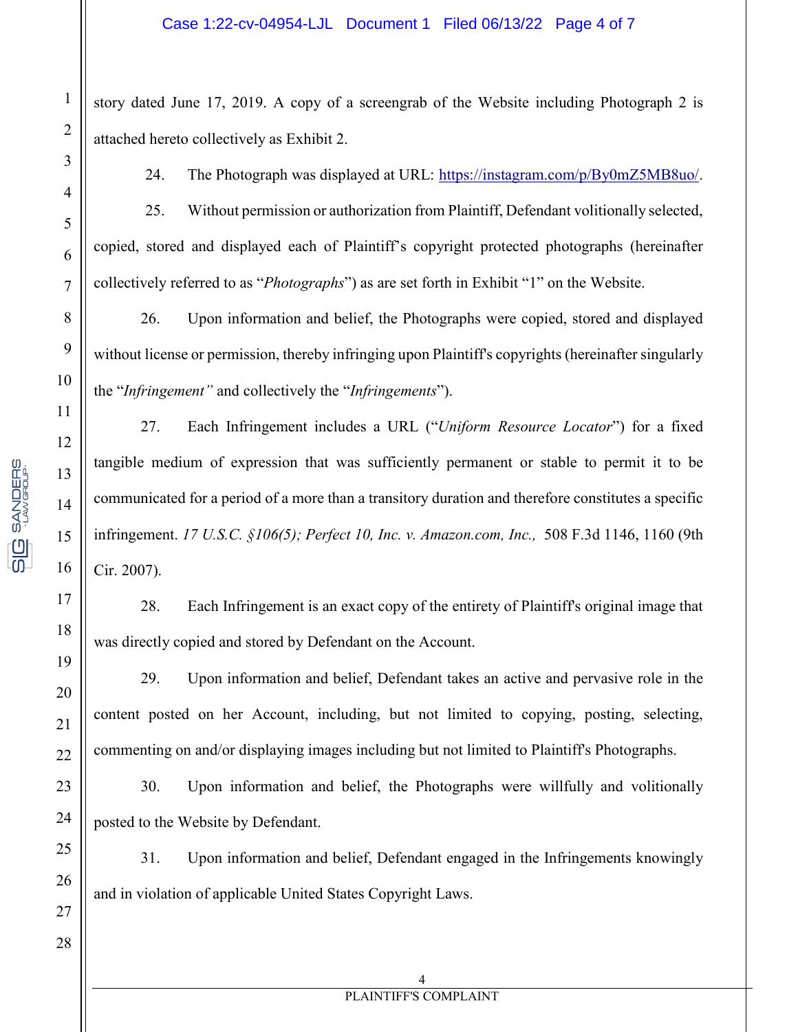story dated June 17, 2019. A copy of a screengrab of the Website including Photograph 2 is attached hereto collectively as Exhibit 2.

24. The Photograph was displayed at URL: https://instagram.com/p/By0mZ5MB8uo/.

25. Without permission or authorization from Plaintiff, Defendant volitionally selected, copied, stored and displayed each of Plaintiff's copyright protected photographs (hereinafter collectively referred to as "*Photographs*") as are set forth in Exhibit "1" on the Website.

26. Upon information and belief, the Photographs were copied, stored and displayed without license or permission, thereby infringing upon Plaintiff's copyrights (hereinafter singularly the "*Infringement"* and collectively the "*Infringements*").

27. Each Infringement includes a URL ("*Uniform Resource Locator*") for a fixed tangible medium of expression that was sufficiently permanent or stable to permit it to be communicated for a period of a more than a transitory duration and therefore constitutes a specific infringement. *17 U.S.C. §106(5); Perfect 10, Inc. v. Amazon.com, Inc.,* 508 F.3d 1146, 1160 (9th Cir. 2007).

28. Each Infringement is an exact copy of the entirety of Plaintiff's original image that was directly copied and stored by Defendant on the Account.

29. Upon information and belief, Defendant takes an active and pervasive role in the content posted on her Account, including, but not limited to copying, posting, selecting, commenting on and/or displaying images including but not limited to Plaintiff's Photographs.

30. Upon information and belief, the Photographs were willfully and volitionally posted to the Website by Defendant.

31. Upon information and belief, Defendant engaged in the Infringements knowingly and in violation of applicable United States Copyright Laws.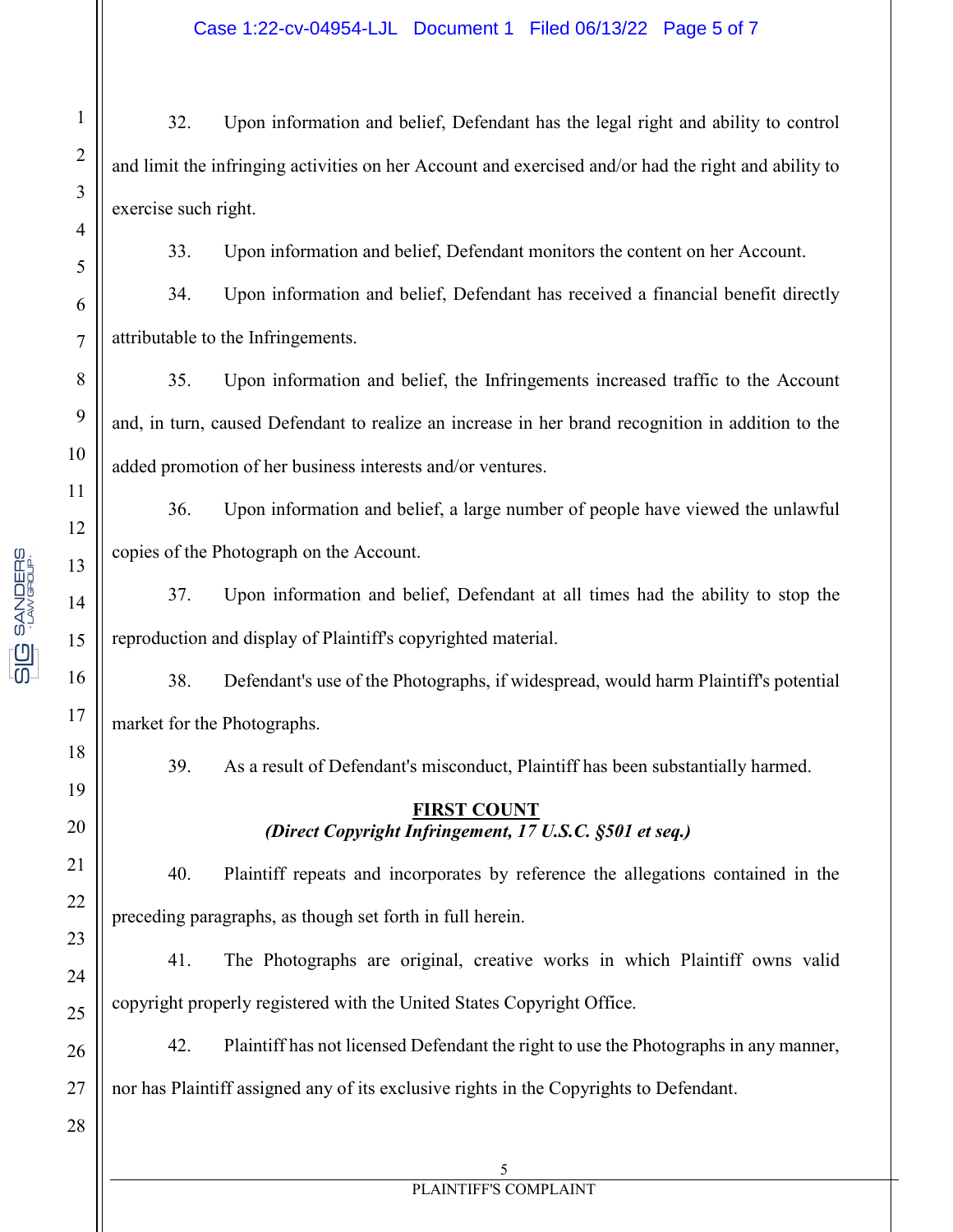32. Upon information and belief, Defendant has the legal right and ability to control and limit the infringing activities on her Account and exercised and/or had the right and ability to exercise such right.

33. Upon information and belief, Defendant monitors the content on her Account.

34. Upon information and belief, Defendant has received a financial benefit directly attributable to the Infringements.

35. Upon information and belief, the Infringements increased traffic to the Account and, in turn, caused Defendant to realize an increase in her brand recognition in addition to the added promotion of her business interests and/or ventures.

36. Upon information and belief, a large number of people have viewed the unlawful copies of the Photograph on the Account.

37. Upon information and belief, Defendant at all times had the ability to stop the reproduction and display of Plaintiff's copyrighted material.

38. Defendant's use of the Photographs, if widespread, would harm Plaintiff's potential market for the Photographs.

39. As a result of Defendant's misconduct, Plaintiff has been substantially harmed.

## FIRST COUNT
***(Direct Copyright Infringement, 17 U.S.C. §501 et seq.)***

40. Plaintiff repeats and incorporates by reference the allegations contained in the preceding paragraphs, as though set forth in full herein.

41. The Photographs are original, creative works in which Plaintiff owns valid copyright properly registered with the United States Copyright Office.

42. Plaintiff has not licensed Defendant the right to use the Photographs in any manner, nor has Plaintiff assigned any of its exclusive rights in the Copyrights to Defendant.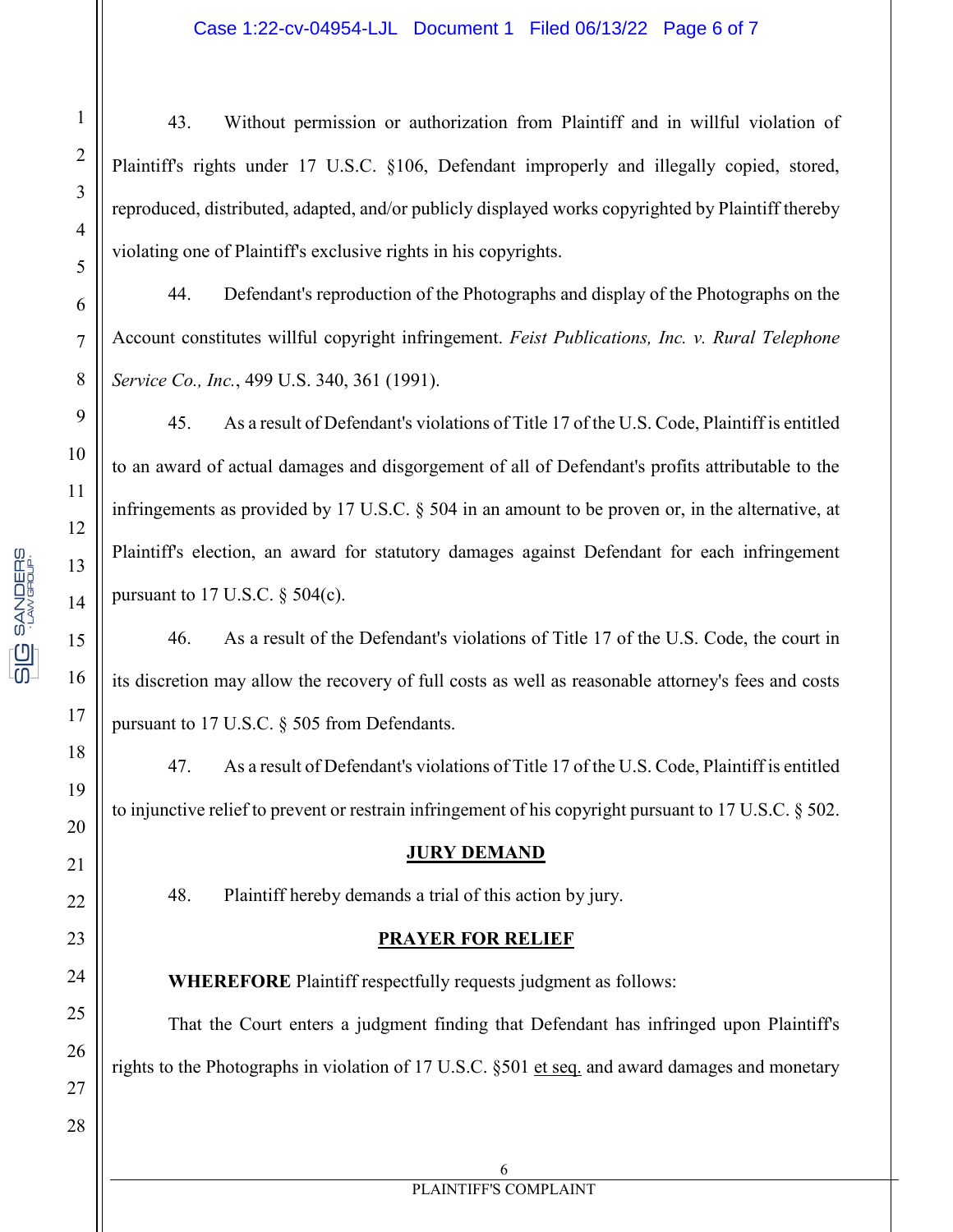43. Without permission or authorization from Plaintiff and in willful violation of Plaintiff's rights under 17 U.S.C. §106, Defendant improperly and illegally copied, stored, reproduced, distributed, adapted, and/or publicly displayed works copyrighted by Plaintiff thereby violating one of Plaintiff's exclusive rights in his copyrights.

44. Defendant's reproduction of the Photographs and display of the Photographs on the Account constitutes willful copyright infringement. *Feist Publications, Inc. v. Rural Telephone Service Co., Inc.*, 499 U.S. 340, 361 (1991).

45. As a result of Defendant's violations of Title 17 of the U.S. Code, Plaintiff is entitled to an award of actual damages and disgorgement of all of Defendant's profits attributable to the infringements as provided by 17 U.S.C. § 504 in an amount to be proven or, in the alternative, at Plaintiff's election, an award for statutory damages against Defendant for each infringement pursuant to 17 U.S.C. § 504(c).

46. As a result of the Defendant's violations of Title 17 of the U.S. Code, the court in its discretion may allow the recovery of full costs as well as reasonable attorney's fees and costs pursuant to 17 U.S.C. § 505 from Defendants.

47. As a result of Defendant's violations of Title 17 of the U.S. Code, Plaintiff is entitled to injunctive relief to prevent or restrain infringement of his copyright pursuant to 17 U.S.C. § 502.

## JURY DEMAND

48. Plaintiff hereby demands a trial of this action by jury.

## PRAYER FOR RELIEF

**WHEREFORE** Plaintiff respectfully requests judgment as follows:

That the Court enters a judgment finding that Defendant has infringed upon Plaintiff's rights to the Photographs in violation of 17 U.S.C. §501 et seq. and award damages and monetary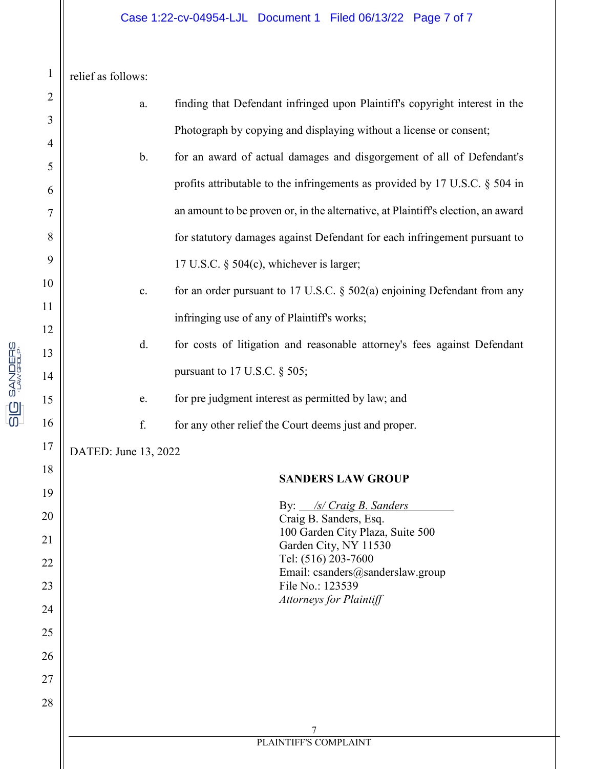relief as follows:

a. finding that Defendant infringed upon Plaintiff's copyright interest in the Photograph by copying and displaying without a license or consent;

b. for an award of actual damages and disgorgement of all of Defendant's profits attributable to the infringements as provided by 17 U.S.C. § 504 in an amount to be proven or, in the alternative, at Plaintiff's election, an award for statutory damages against Defendant for each infringement pursuant to 17 U.S.C. § 504(c), whichever is larger;

c. for an order pursuant to 17 U.S.C. § 502(a) enjoining Defendant from any infringing use of any of Plaintiff's works;

d. for costs of litigation and reasonable attorney's fees against Defendant pursuant to 17 U.S.C. § 505;

e. for pre judgment interest as permitted by law; and

f. for any other relief the Court deems just and proper.

DATED: June 13, 2022

**SANDERS LAW GROUP**

By: *\/s/ Craig B. Sanders*
Craig B. Sanders, Esq.
100 Garden City Plaza, Suite 500
Garden City, NY 11530
Tel: (516) 203-7600
Email: csanders@sanderslaw.group
File No.: 123539
*Attorneys for Plaintiff*

PLAINTIFF'S COMPLAINT